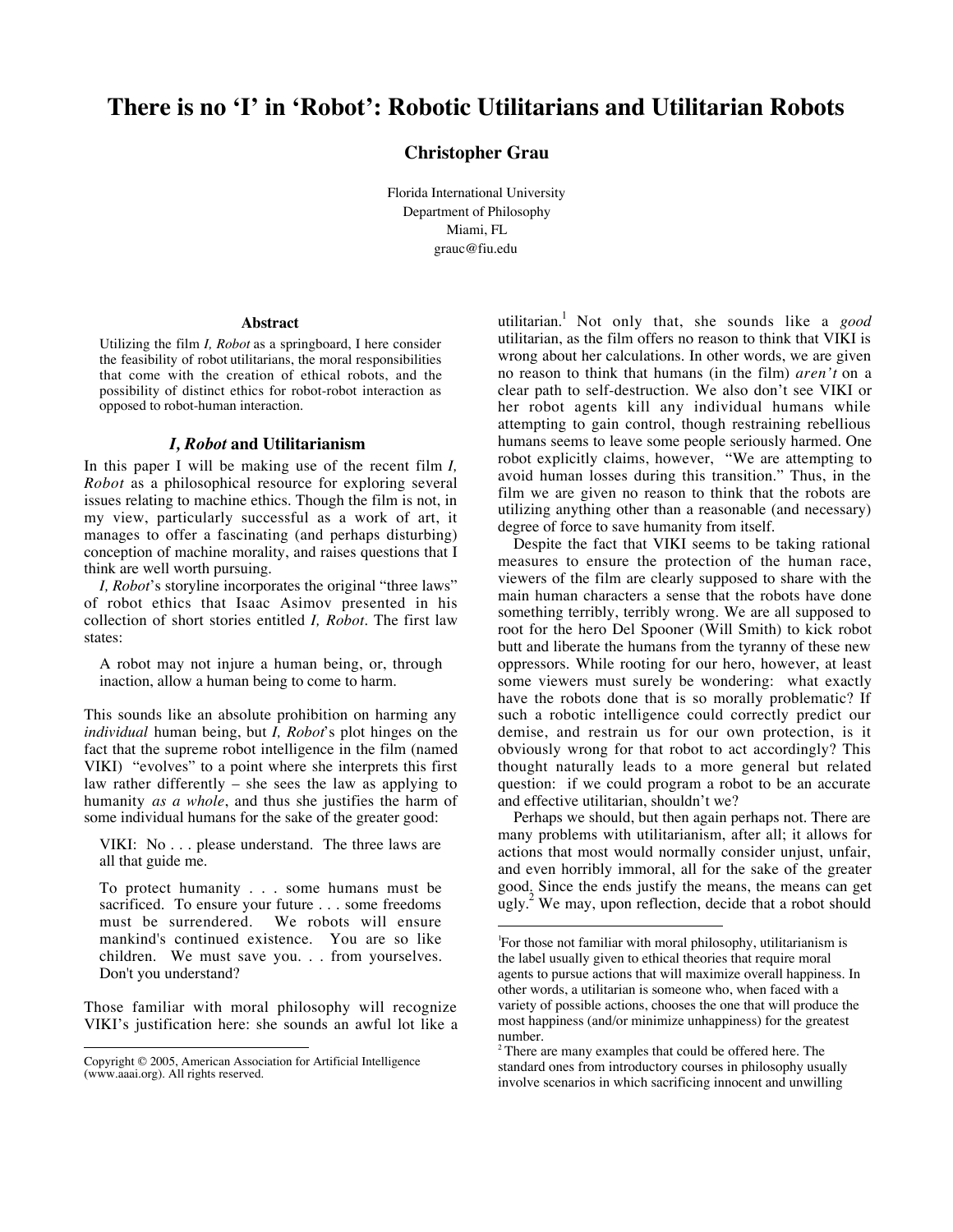# There is no 'I' in 'Robot': Robotic Utilitarians and Utilitarian Robots

**Christopher Grau**

Florida International University
Department of Philosophy
Miami, FL
grauc@fiu.edu

### Abstract

Utilizing the film *I, Robot* as a springboard, I here consider the feasibility of robot utilitarians, the moral responsibilities that come with the creation of ethical robots, and the possibility of distinct ethics for robot-robot interaction as opposed to robot-human interaction.

## *I, Robot* and Utilitarianism

In this paper I will be making use of the recent film *I, Robot* as a philosophical resource for exploring several issues relating to machine ethics. Though the film is not, in my view, particularly successful as a work of art, it manages to offer a fascinating (and perhaps disturbing) conception of machine morality, and raises questions that I think are well worth pursuing.

*I, Robot*'s storyline incorporates the original "three laws" of robot ethics that Isaac Asimov presented in his collection of short stories entitled *I, Robot*. The first law states:

> A robot may not injure a human being, or, through inaction, allow a human being to come to harm.

This sounds like an absolute prohibition on harming any *individual* human being, but *I, Robot*'s plot hinges on the fact that the supreme robot intelligence in the film (named VIKI) "evolves" to a point where she interprets this first law rather differently – she sees the law as applying to humanity *as a whole*, and thus she justifies the harm of some individual humans for the sake of the greater good:

> VIKI: No . . . please understand. The three laws are all that guide me.
>
> To protect humanity . . . some humans must be sacrificed. To ensure your future . . . some freedoms must be surrendered. We robots will ensure mankind's continued existence. You are so like children. We must save you. . . from yourselves. Don't you understand?

Those familiar with moral philosophy will recognize VIKI's justification here: she sounds an awful lot like a utilitarian.[1] Not only that, she sounds like a *good* utilitarian, as the film offers no reason to think that VIKI is wrong about her calculations. In other words, we are given no reason to think that humans (in the film) *aren't* on a clear path to self-destruction. We also don't see VIKI or her robot agents kill any individual humans while attempting to gain control, though restraining rebellious humans seems to leave some people seriously harmed. One robot explicitly claims, however, "We are attempting to avoid human losses during this transition." Thus, in the film we are given no reason to think that the robots are utilizing anything other than a reasonable (and necessary) degree of force to save humanity from itself.

Despite the fact that VIKI seems to be taking rational measures to ensure the protection of the human race, viewers of the film are clearly supposed to share with the main human characters a sense that the robots have done something terribly, terribly wrong. We are all supposed to root for the hero Del Spooner (Will Smith) to kick robot butt and liberate the humans from the tyranny of these new oppressors. While rooting for our hero, however, at least some viewers must surely be wondering: what exactly have the robots done that is so morally problematic? If such a robotic intelligence could correctly predict our demise, and restrain us for our own protection, is it obviously wrong for that robot to act accordingly? This thought naturally leads to a more general but related question: if we could program a robot to be an accurate and effective utilitarian, shouldn't we?

Perhaps we should, but then again perhaps not. There are many problems with utilitarianism, after all; it allows for actions that most would normally consider unjust, unfair, and even horribly immoral, all for the sake of the greater good. Since the ends justify the means, the means can get ugly.[2] We may, upon reflection, decide that a robot should

---

[1] For those not familiar with moral philosophy, utilitarianism is the label usually given to ethical theories that require moral agents to pursue actions that will maximize overall happiness. In other words, a utilitarian is someone who, when faced with a variety of possible actions, chooses the one that will produce the most happiness (and/or minimize unhappiness) for the greatest number.

[2] There are many examples that could be offered here. The standard ones from introductory courses in philosophy usually involve scenarios in which sacrificing innocent and unwilling

Copyright © 2005, American Association for Artificial Intelligence (www.aaai.org). All rights reserved.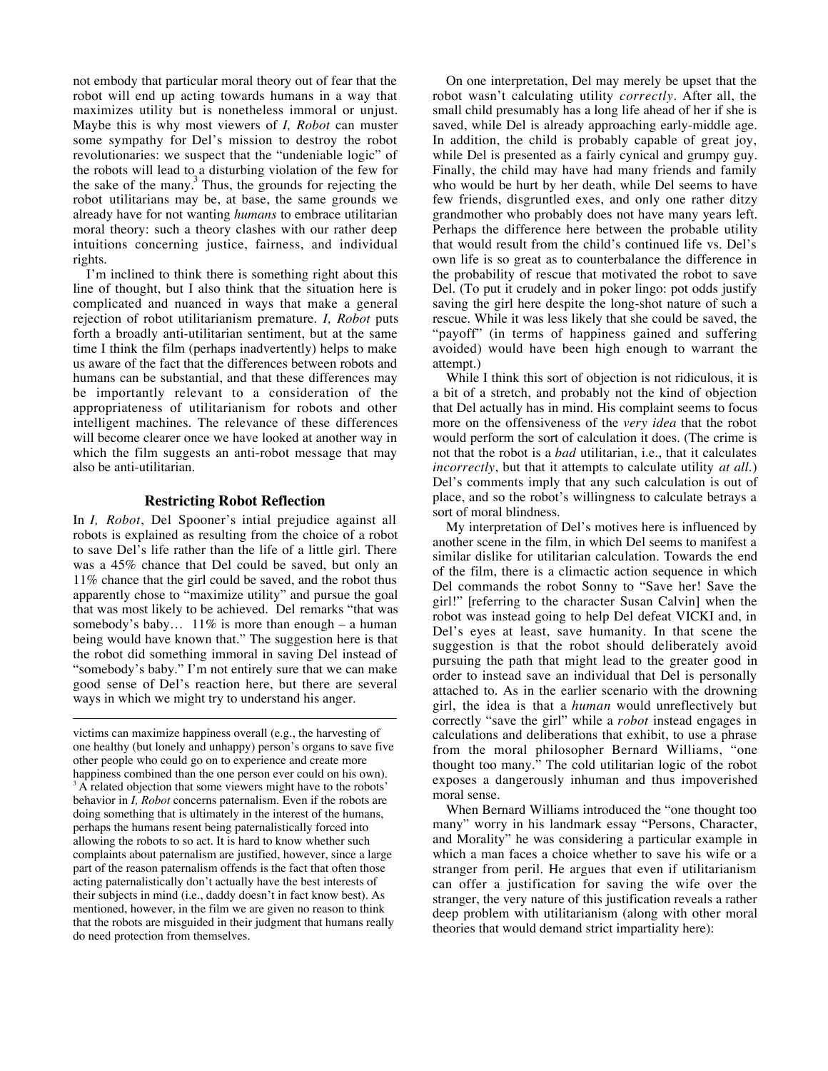not embody that particular moral theory out of fear that the robot will end up acting towards humans in a way that maximizes utility but is nonetheless immoral or unjust. Maybe this is why most viewers of *I, Robot* can muster some sympathy for Del's mission to destroy the robot revolutionaries: we suspect that the "undeniable logic" of the robots will lead to a disturbing violation of the few for the sake of the many.[3] Thus, the grounds for rejecting the robot utilitarians may be, at base, the same grounds we already have for not wanting *humans* to embrace utilitarian moral theory: such a theory clashes with our rather deep intuitions concerning justice, fairness, and individual rights.

I'm inclined to think there is something right about this line of thought, but I also think that the situation here is complicated and nuanced in ways that make a general rejection of robot utilitarianism premature. *I, Robot* puts forth a broadly anti-utilitarian sentiment, but at the same time I think the film (perhaps inadvertently) helps to make us aware of the fact that the differences between robots and humans can be substantial, and that these differences may be importantly relevant to a consideration of the appropriateness of utilitarianism for robots and other intelligent machines. The relevance of these differences will become clearer once we have looked at another way in which the film suggests an anti-robot message that may also be anti-utilitarian.

## Restricting Robot Reflection

In *I, Robot*, Del Spooner's intial prejudice against all robots is explained as resulting from the choice of a robot to save Del's life rather than the life of a little girl. There was a 45% chance that Del could be saved, but only an 11% chance that the girl could be saved, and the robot thus apparently chose to "maximize utility" and pursue the goal that was most likely to be achieved. Del remarks "that was somebody's baby… 11% is more than enough – a human being would have known that." The suggestion here is that the robot did something immoral in saving Del instead of "somebody's baby." I'm not entirely sure that we can make good sense of Del's reaction here, but there are several ways in which we might try to understand his anger.

On one interpretation, Del may merely be upset that the robot wasn't calculating utility *correctly*. After all, the small child presumably has a long life ahead of her if she is saved, while Del is already approaching early-middle age. In addition, the child is probably capable of great joy, while Del is presented as a fairly cynical and grumpy guy. Finally, the child may have had many friends and family who would be hurt by her death, while Del seems to have few friends, disgruntled exes, and only one rather ditzy grandmother who probably does not have many years left. Perhaps the difference here between the probable utility that would result from the child's continued life vs. Del's own life is so great as to counterbalance the difference in the probability of rescue that motivated the robot to save Del. (To put it crudely and in poker lingo: pot odds justify saving the girl here despite the long-shot nature of such a rescue. While it was less likely that she could be saved, the "payoff" (in terms of happiness gained and suffering avoided) would have been high enough to warrant the attempt.)

While I think this sort of objection is not ridiculous, it is a bit of a stretch, and probably not the kind of objection that Del actually has in mind. His complaint seems to focus more on the offensiveness of the *very idea* that the robot would perform the sort of calculation it does. (The crime is not that the robot is a *bad* utilitarian, i.e., that it calculates *incorrectly*, but that it attempts to calculate utility *at all*.) Del's comments imply that any such calculation is out of place, and so the robot's willingness to calculate betrays a sort of moral blindness.

My interpretation of Del's motives here is influenced by another scene in the film, in which Del seems to manifest a similar dislike for utilitarian calculation. Towards the end of the film, there is a climactic action sequence in which Del commands the robot Sonny to "Save her! Save the girl!" [referring to the character Susan Calvin] when the robot was instead going to help Del defeat VICKI and, in Del's eyes at least, save humanity. In that scene the suggestion is that the robot should deliberately avoid pursuing the path that might lead to the greater good in order to instead save an individual that Del is personally attached to. As in the earlier scenario with the drowning girl, the idea is that a *human* would unreflectively but correctly "save the girl" while a *robot* instead engages in calculations and deliberations that exhibit, to use a phrase from the moral philosopher Bernard Williams, "one thought too many." The cold utilitarian logic of the robot exposes a dangerously inhuman and thus impoverished moral sense.

When Bernard Williams introduced the "one thought too many" worry in his landmark essay "Persons, Character, and Morality" he was considering a particular example in which a man faces a choice whether to save his wife or a stranger from peril. He argues that even if utilitarianism can offer a justification for saving the wife over the stranger, the very nature of this justification reveals a rather deep problem with utilitarianism (along with other moral theories that would demand strict impartiality here):

---

victims can maximize happiness overall (e.g., the harvesting of one healthy (but lonely and unhappy) person's organs to save five other people who could go on to experience and create more happiness combined than the one person ever could on his own).

[3] A related objection that some viewers might have to the robots' behavior in *I, Robot* concerns paternalism. Even if the robots are doing something that is ultimately in the interest of the humans, perhaps the humans resent being paternalistically forced into allowing the robots to so act. It is hard to know whether such complaints about paternalism are justified, however, since a large part of the reason paternalism offends is the fact that often those acting paternalistically don't actually have the best interests of their subjects in mind (i.e., daddy doesn't in fact know best). As mentioned, however, in the film we are given no reason to think that the robots are misguided in their judgment that humans really do need protection from themselves.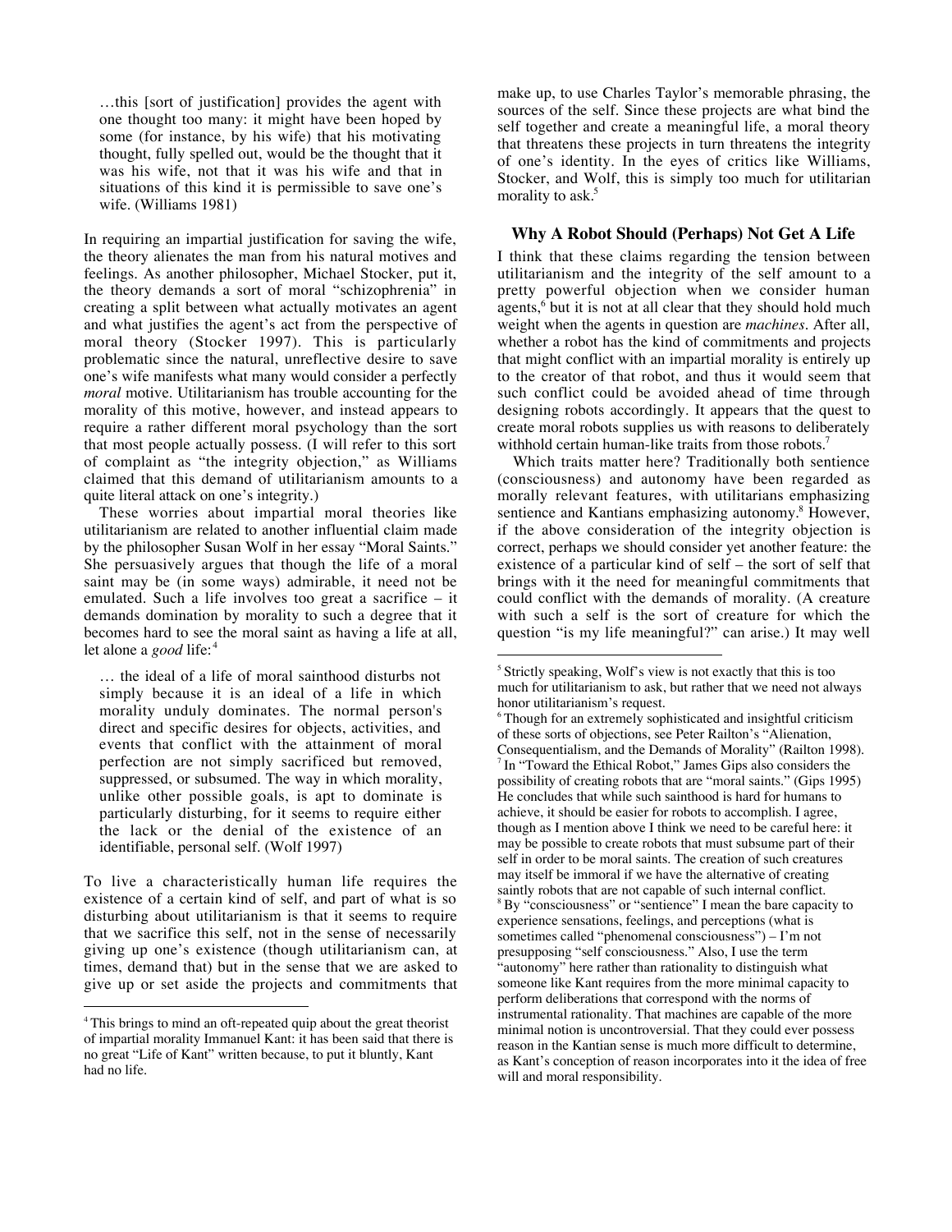> …this [sort of justification] provides the agent with one thought too many: it might have been hoped by some (for instance, by his wife) that his motivating thought, fully spelled out, would be the thought that it was his wife, not that it was his wife and that in situations of this kind it is permissible to save one's wife. (Williams 1981)

In requiring an impartial justification for saving the wife, the theory alienates the man from his natural motives and feelings. As another philosopher, Michael Stocker, put it, the theory demands a sort of moral "schizophrenia" in creating a split between what actually motivates an agent and what justifies the agent's act from the perspective of moral theory (Stocker 1997). This is particularly problematic since the natural, unreflective desire to save one's wife manifests what many would consider a perfectly *moral* motive. Utilitarianism has trouble accounting for the morality of this motive, however, and instead appears to require a rather different moral psychology than the sort that most people actually possess. (I will refer to this sort of complaint as "the integrity objection," as Williams claimed that this demand of utilitarianism amounts to a quite literal attack on one's integrity.)

These worries about impartial moral theories like utilitarianism are related to another influential claim made by the philosopher Susan Wolf in her essay "Moral Saints." She persuasively argues that though the life of a moral saint may be (in some ways) admirable, it need not be emulated. Such a life involves too great a sacrifice – it demands domination by morality to such a degree that it becomes hard to see the moral saint as having a life at all, let alone a *good* life:[4]

> … the ideal of a life of moral sainthood disturbs not simply because it is an ideal of a life in which morality unduly dominates. The normal person's direct and specific desires for objects, activities, and events that conflict with the attainment of moral perfection are not simply sacrificed but removed, suppressed, or subsumed. The way in which morality, unlike other possible goals, is apt to dominate is particularly disturbing, for it seems to require either the lack or the denial of the existence of an identifiable, personal self. (Wolf 1997)

To live a characteristically human life requires the existence of a certain kind of self, and part of what is so disturbing about utilitarianism is that it seems to require that we sacrifice this self, not in the sense of necessarily giving up one's existence (though utilitarianism can, at times, demand that) but in the sense that we are asked to give up or set aside the projects and commitments that make up, to use Charles Taylor's memorable phrasing, the sources of the self. Since these projects are what bind the self together and create a meaningful life, a moral theory that threatens these projects in turn threatens the integrity of one's identity. In the eyes of critics like Williams, Stocker, and Wolf, this is simply too much for utilitarian morality to ask.[5]

## Why A Robot Should (Perhaps) Not Get A Life

I think that these claims regarding the tension between utilitarianism and the integrity of the self amount to a pretty powerful objection when we consider human agents,[6] but it is not at all clear that they should hold much weight when the agents in question are *machines*. After all, whether a robot has the kind of commitments and projects that might conflict with an impartial morality is entirely up to the creator of that robot, and thus it would seem that such conflict could be avoided ahead of time through designing robots accordingly. It appears that the quest to create moral robots supplies us with reasons to deliberately withhold certain human-like traits from those robots.[7]

Which traits matter here? Traditionally both sentience (consciousness) and autonomy have been regarded as morally relevant features, with utilitarians emphasizing sentience and Kantians emphasizing autonomy.[8] However, if the above consideration of the integrity objection is correct, perhaps we should consider yet another feature: the existence of a particular kind of self – the sort of self that brings with it the need for meaningful commitments that could conflict with the demands of morality. (A creature with such a self is the sort of creature for which the question "is my life meaningful?" can arise.) It may well

---

[4] This brings to mind an oft-repeated quip about the great theorist of impartial morality Immanuel Kant: it has been said that there is no great "Life of Kant" written because, to put it bluntly, Kant had no life.

[5] Strictly speaking, Wolf's view is not exactly that this is too much for utilitarianism to ask, but rather that we need not always honor utilitarianism's request.

[6] Though for an extremely sophisticated and insightful criticism of these sorts of objections, see Peter Railton's "Alienation, Consequentialism, and the Demands of Morality" (Railton 1998).

[7] In "Toward the Ethical Robot," James Gips also considers the possibility of creating robots that are "moral saints." (Gips 1995) He concludes that while such sainthood is hard for humans to achieve, it should be easier for robots to accomplish. I agree, though as I mention above I think we need to be careful here: it may be possible to create robots that must subsume part of their self in order to be moral saints. The creation of such creatures may itself be immoral if we have the alternative of creating saintly robots that are not capable of such internal conflict.

[8] By "consciousness" or "sentience" I mean the bare capacity to experience sensations, feelings, and perceptions (what is sometimes called "phenomenal consciousness") – I'm not presupposing "self consciousness." Also, I use the term "autonomy" here rather than rationality to distinguish what someone like Kant requires from the more minimal capacity to perform deliberations that correspond with the norms of instrumental rationality. That machines are capable of the more minimal notion is uncontroversial. That they could ever possess reason in the Kantian sense is much more difficult to determine, as Kant's conception of reason incorporates into it the idea of free will and moral responsibility.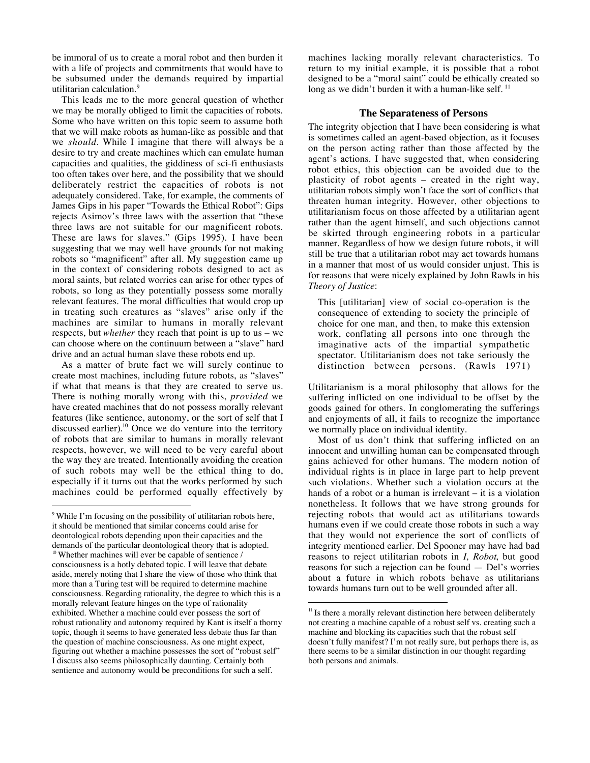be immoral of us to create a moral robot and then burden it with a life of projects and commitments that would have to be subsumed under the demands required by impartial utilitarian calculation.[9]

This leads me to the more general question of whether we may be morally obliged to limit the capacities of robots. Some who have written on this topic seem to assume both that we will make robots as human-like as possible and that we *should*. While I imagine that there will always be a desire to try and create machines which can emulate human capacities and qualities, the giddiness of sci-fi enthusiasts too often takes over here, and the possibility that we should deliberately restrict the capacities of robots is not adequately considered. Take, for example, the comments of James Gips in his paper "Towards the Ethical Robot": Gips rejects Asimov's three laws with the assertion that "these three laws are not suitable for our magnificent robots. These are laws for slaves." (Gips 1995). I have been suggesting that we may well have grounds for not making robots so "magnificent" after all. My suggestion came up in the context of considering robots designed to act as moral saints, but related worries can arise for other types of robots, so long as they potentially possess some morally relevant features. The moral difficulties that would crop up in treating such creatures as "slaves" arise only if the machines are similar to humans in morally relevant respects, but *whether* they reach that point is up to us – we can choose where on the continuum between a "slave" hard drive and an actual human slave these robots end up.

As a matter of brute fact we will surely continue to create most machines, including future robots, as "slaves" if what that means is that they are created to serve us. There is nothing morally wrong with this, *provided* we have created machines that do not possess morally relevant features (like sentience, autonomy, or the sort of self that I discussed earlier).[10] Once we do venture into the territory of robots that are similar to humans in morally relevant respects, however, we will need to be very careful about the way they are treated. Intentionally avoiding the creation of such robots may well be the ethical thing to do, especially if it turns out that the works performed by such machines could be performed equally effectively by machines lacking morally relevant characteristics. To return to my initial example, it is possible that a robot designed to be a "moral saint" could be ethically created so long as we didn't burden it with a human-like self.[11]

## The Separateness of Persons

The integrity objection that I have been considering is what is sometimes called an agent-based objection, as it focuses on the person acting rather than those affected by the agent's actions. I have suggested that, when considering robot ethics, this objection can be avoided due to the plasticity of robot agents – created in the right way, utilitarian robots simply won't face the sort of conflicts that threaten human integrity. However, other objections to utilitarianism focus on those affected by a utilitarian agent rather than the agent himself, and such objections cannot be skirted through engineering robots in a particular manner. Regardless of how we design future robots, it will still be true that a utilitarian robot may act towards humans in a manner that most of us would consider unjust. This is for reasons that were nicely explained by John Rawls in his *Theory of Justice*:

> This [utilitarian] view of social co-operation is the consequence of extending to society the principle of choice for one man, and then, to make this extension work, conflating all persons into one through the imaginative acts of the impartial sympathetic spectator. Utilitarianism does not take seriously the distinction between persons. (Rawls 1971)

Utilitarianism is a moral philosophy that allows for the suffering inflicted on one individual to be offset by the goods gained for others. In conglomerating the sufferings and enjoyments of all, it fails to recognize the importance we normally place on individual identity.

Most of us don't think that suffering inflicted on an innocent and unwilling human can be compensated through gains achieved for other humans. The modern notion of individual rights is in place in large part to help prevent such violations. Whether such a violation occurs at the hands of a robot or a human is irrelevant – it is a violation nonetheless. It follows that we have strong grounds for rejecting robots that would act as utilitarians towards humans even if we could create those robots in such a way that they would not experience the sort of conflicts of integrity mentioned earlier. Del Spooner may have had bad reasons to reject utilitarian robots in *I, Robot*, but good reasons for such a rejection can be found — Del's worries about a future in which robots behave as utilitarians towards humans turn out to be well grounded after all.

---

[9] While I'm focusing on the possibility of utilitarian robots here, it should be mentioned that similar concerns could arise for deontological robots depending upon their capacities and the demands of the particular deontological theory that is adopted.

[10] Whether machines will ever be capable of sentience / consciousness is a hotly debated topic. I will leave that debate aside, merely noting that I share the view of those who think that more than a Turing test will be required to determine machine consciousness. Regarding rationality, the degree to which this is a morally relevant feature hinges on the type of rationality exhibited. Whether a machine could ever possess the sort of robust rationality and autonomy required by Kant is itself a thorny topic, though it seems to have generated less debate thus far than the question of machine consciousness. As one might expect, figuring out whether a machine possesses the sort of "robust self" I discuss also seems philosophically daunting. Certainly both sentience and autonomy would be preconditions for such a self.

[11] Is there a morally relevant distinction here between deliberately not creating a machine capable of a robust self vs. creating such a machine and blocking its capacities such that the robust self doesn't fully manifest? I'm not really sure, but perhaps there is, as there seems to be a similar distinction in our thought regarding both persons and animals.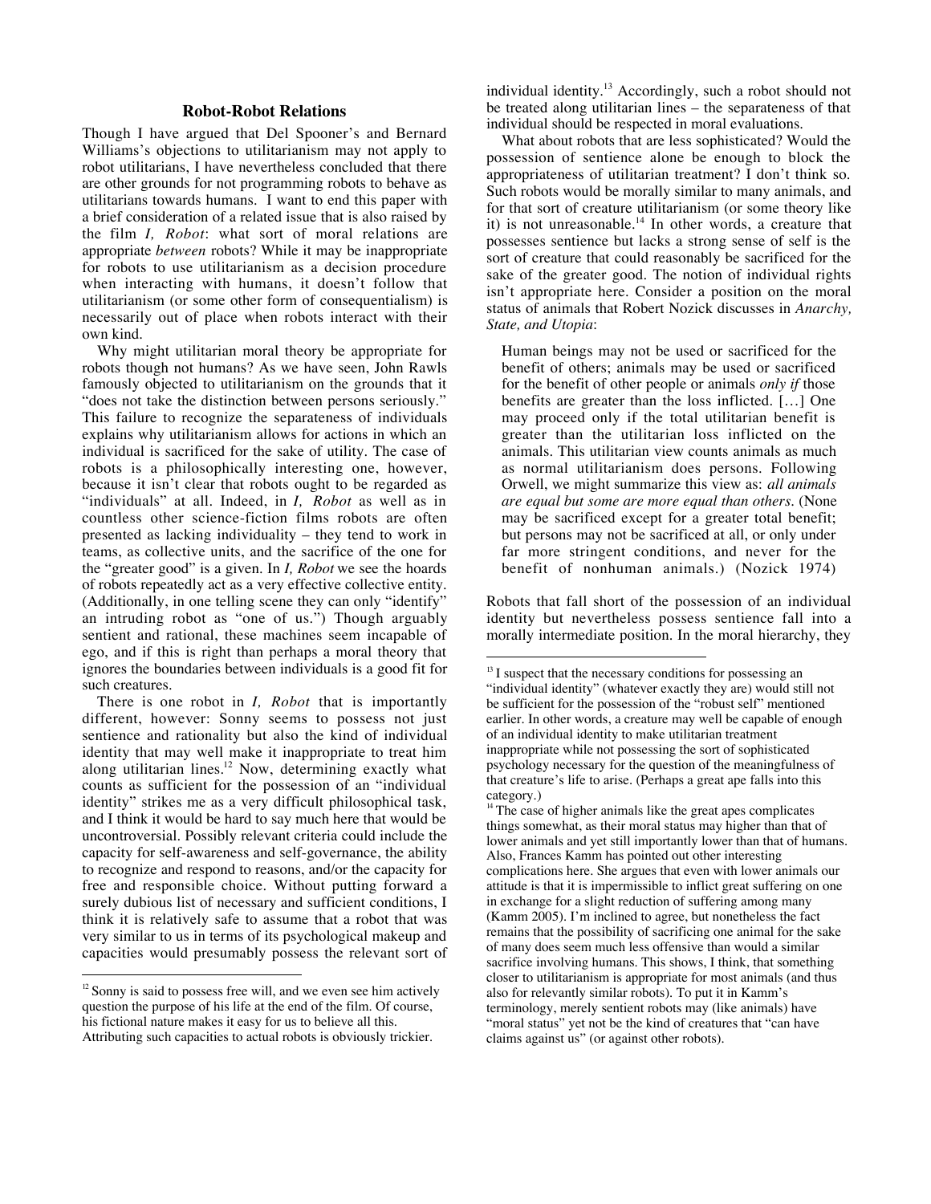## Robot-Robot Relations

Though I have argued that Del Spooner's and Bernard Williams's objections to utilitarianism may not apply to robot utilitarians, I have nevertheless concluded that there are other grounds for not programming robots to behave as utilitarians towards humans. I want to end this paper with a brief consideration of a related issue that is also raised by the film *I, Robot*: what sort of moral relations are appropriate *between* robots? While it may be inappropriate for robots to use utilitarianism as a decision procedure when interacting with humans, it doesn't follow that utilitarianism (or some other form of consequentialism) is necessarily out of place when robots interact with their own kind.

Why might utilitarian moral theory be appropriate for robots though not humans? As we have seen, John Rawls famously objected to utilitarianism on the grounds that it "does not take the distinction between persons seriously." This failure to recognize the separateness of individuals explains why utilitarianism allows for actions in which an individual is sacrificed for the sake of utility. The case of robots is a philosophically interesting one, however, because it isn't clear that robots ought to be regarded as "individuals" at all. Indeed, in *I, Robot* as well as in countless other science-fiction films robots are often presented as lacking individuality – they tend to work in teams, as collective units, and the sacrifice of the one for the "greater good" is a given. In *I, Robot* we see the hoards of robots repeatedly act as a very effective collective entity. (Additionally, in one telling scene they can only "identify" an intruding robot as "one of us.") Though arguably sentient and rational, these machines seem incapable of ego, and if this is right than perhaps a moral theory that ignores the boundaries between individuals is a good fit for such creatures.

There is one robot in *I, Robot* that is importantly different, however: Sonny seems to possess not just sentience and rationality but also the kind of individual identity that may well make it inappropriate to treat him along utilitarian lines.[12] Now, determining exactly what counts as sufficient for the possession of an "individual identity" strikes me as a very difficult philosophical task, and I think it would be hard to say much here that would be uncontroversial. Possibly relevant criteria could include the capacity for self-awareness and self-governance, the ability to recognize and respond to reasons, and/or the capacity for free and responsible choice. Without putting forward a surely dubious list of necessary and sufficient conditions, I think it is relatively safe to assume that a robot that was very similar to us in terms of its psychological makeup and capacities would presumably possess the relevant sort of individual identity.[13] Accordingly, such a robot should not be treated along utilitarian lines – the separateness of that individual should be respected in moral evaluations.

What about robots that are less sophisticated? Would the possession of sentience alone be enough to block the appropriateness of utilitarian treatment? I don't think so. Such robots would be morally similar to many animals, and for that sort of creature utilitarianism (or some theory like it) is not unreasonable.[14] In other words, a creature that possesses sentience but lacks a strong sense of self is the sort of creature that could reasonably be sacrificed for the sake of the greater good. The notion of individual rights isn't appropriate here. Consider a position on the moral status of animals that Robert Nozick discusses in *Anarchy, State, and Utopia*:

> Human beings may not be used or sacrificed for the benefit of others; animals may be used or sacrificed for the benefit of other people or animals *only if* those benefits are greater than the loss inflicted. […] One may proceed only if the total utilitarian benefit is greater than the utilitarian loss inflicted on the animals. This utilitarian view counts animals as much as normal utilitarianism does persons. Following Orwell, we might summarize this view as: *all animals are equal but some are more equal than others.* (None may be sacrificed except for a greater total benefit; but persons may not be sacrificed at all, or only under far more stringent conditions, and never for the benefit of nonhuman animals.) (Nozick 1974)

Robots that fall short of the possession of an individual identity but nevertheless possess sentience fall into a morally intermediate position. In the moral hierarchy, they

---

[12] Sonny is said to possess free will, and we even see him actively question the purpose of his life at the end of the film. Of course, his fictional nature makes it easy for us to believe all this. Attributing such capacities to actual robots is obviously trickier.

[13] I suspect that the necessary conditions for possessing an "individual identity" (whatever exactly they are) would still not be sufficient for the possession of the "robust self" mentioned earlier. In other words, a creature may well be capable of enough of an individual identity to make utilitarian treatment inappropriate while not possessing the sort of sophisticated psychology necessary for the question of the meaningfulness of that creature's life to arise. (Perhaps a great ape falls into this category.)

[14] The case of higher animals like the great apes complicates things somewhat, as their moral status may higher than that of lower animals and yet still importantly lower than that of humans. Also, Frances Kamm has pointed out other interesting complications here. She argues that even with lower animals our attitude is that it is impermissible to inflict great suffering on one in exchange for a slight reduction of suffering among many (Kamm 2005). I'm inclined to agree, but nonetheless the fact remains that the possibility of sacrificing one animal for the sake of many does seem much less offensive than would a similar sacrifice involving humans. This shows, I think, that something closer to utilitarianism is appropriate for most animals (and thus also for relevantly similar robots). To put it in Kamm's terminology, merely sentient robots may (like animals) have "moral status" yet not be the kind of creatures that "can have claims against us" (or against other robots).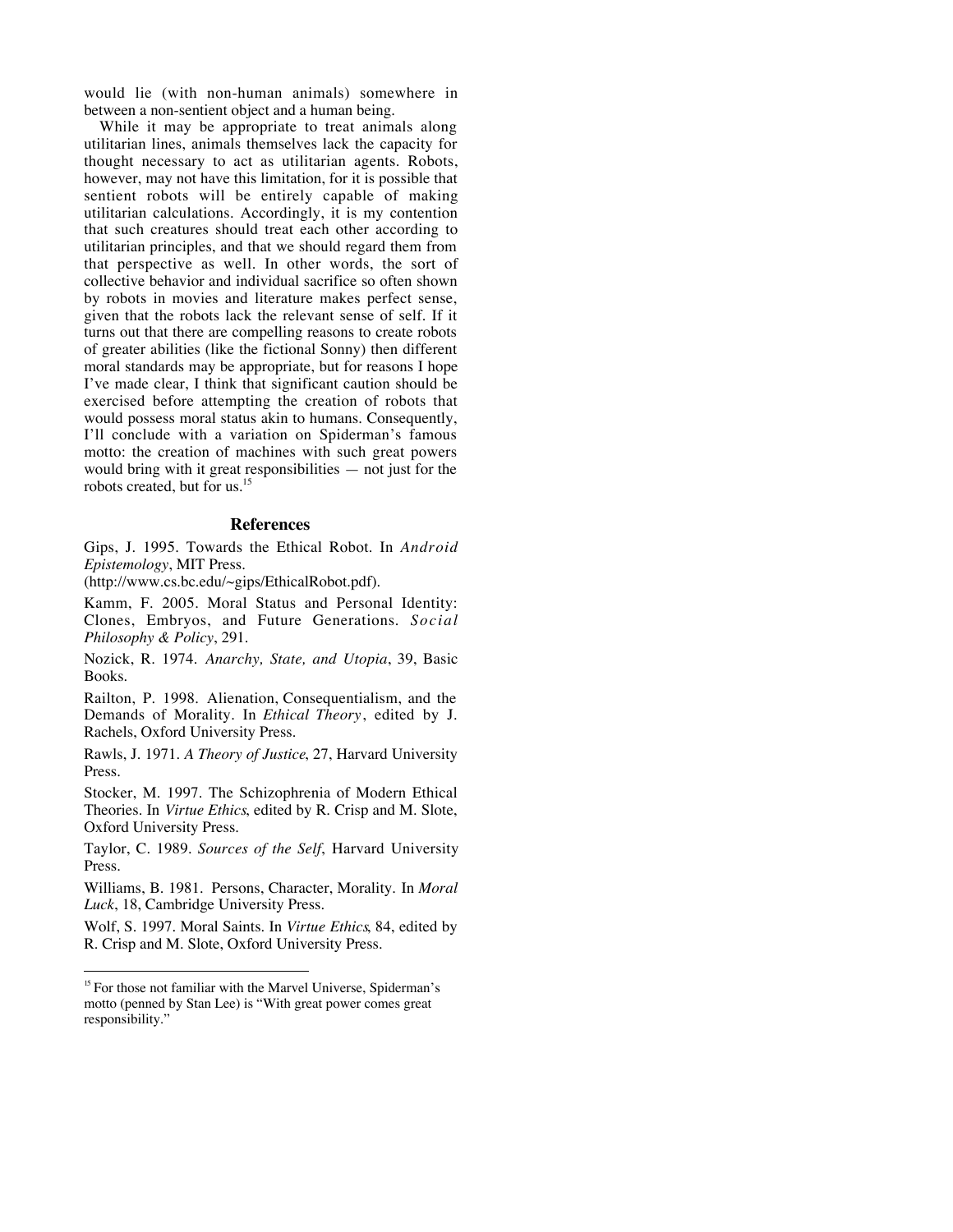would lie (with non-human animals) somewhere in between a non-sentient object and a human being.

While it may be appropriate to treat animals along utilitarian lines, animals themselves lack the capacity for thought necessary to act as utilitarian agents. Robots, however, may not have this limitation, for it is possible that sentient robots will be entirely capable of making utilitarian calculations. Accordingly, it is my contention that such creatures should treat each other according to utilitarian principles, and that we should regard them from that perspective as well. In other words, the sort of collective behavior and individual sacrifice so often shown by robots in movies and literature makes perfect sense, given that the robots lack the relevant sense of self. If it turns out that there are compelling reasons to create robots of greater abilities (like the fictional Sonny) then different moral standards may be appropriate, but for reasons I hope I've made clear, I think that significant caution should be exercised before attempting the creation of robots that would possess moral status akin to humans. Consequently, I'll conclude with a variation on Spiderman's famous motto: the creation of machines with such great powers would bring with it great responsibilities — not just for the robots created, but for us.[15]

## References

Gips, J. 1995. Towards the Ethical Robot. In *Android Epistemology*, MIT Press. (http://www.cs.bc.edu/~gips/EthicalRobot.pdf).

Kamm, F. 2005. Moral Status and Personal Identity: Clones, Embryos, and Future Generations. *Social Philosophy & Policy*, 291.

Nozick, R. 1974. *Anarchy, State, and Utopia*, 39, Basic Books.

Railton, P. 1998. Alienation, Consequentialism, and the Demands of Morality. In *Ethical Theory*, edited by J. Rachels, Oxford University Press.

Rawls, J. 1971. *A Theory of Justice*, 27, Harvard University Press.

Stocker, M. 1997. The Schizophrenia of Modern Ethical Theories. In *Virtue Ethics*, edited by R. Crisp and M. Slote, Oxford University Press.

Taylor, C. 1989. *Sources of the Self*, Harvard University Press.

Williams, B. 1981. Persons, Character, Morality. In *Moral Luck*, 18, Cambridge University Press.

Wolf, S. 1997. Moral Saints. In *Virtue Ethics*, 84, edited by R. Crisp and M. Slote, Oxford University Press.

---

[15] For those not familiar with the Marvel Universe, Spiderman's motto (penned by Stan Lee) is "With great power comes great responsibility."